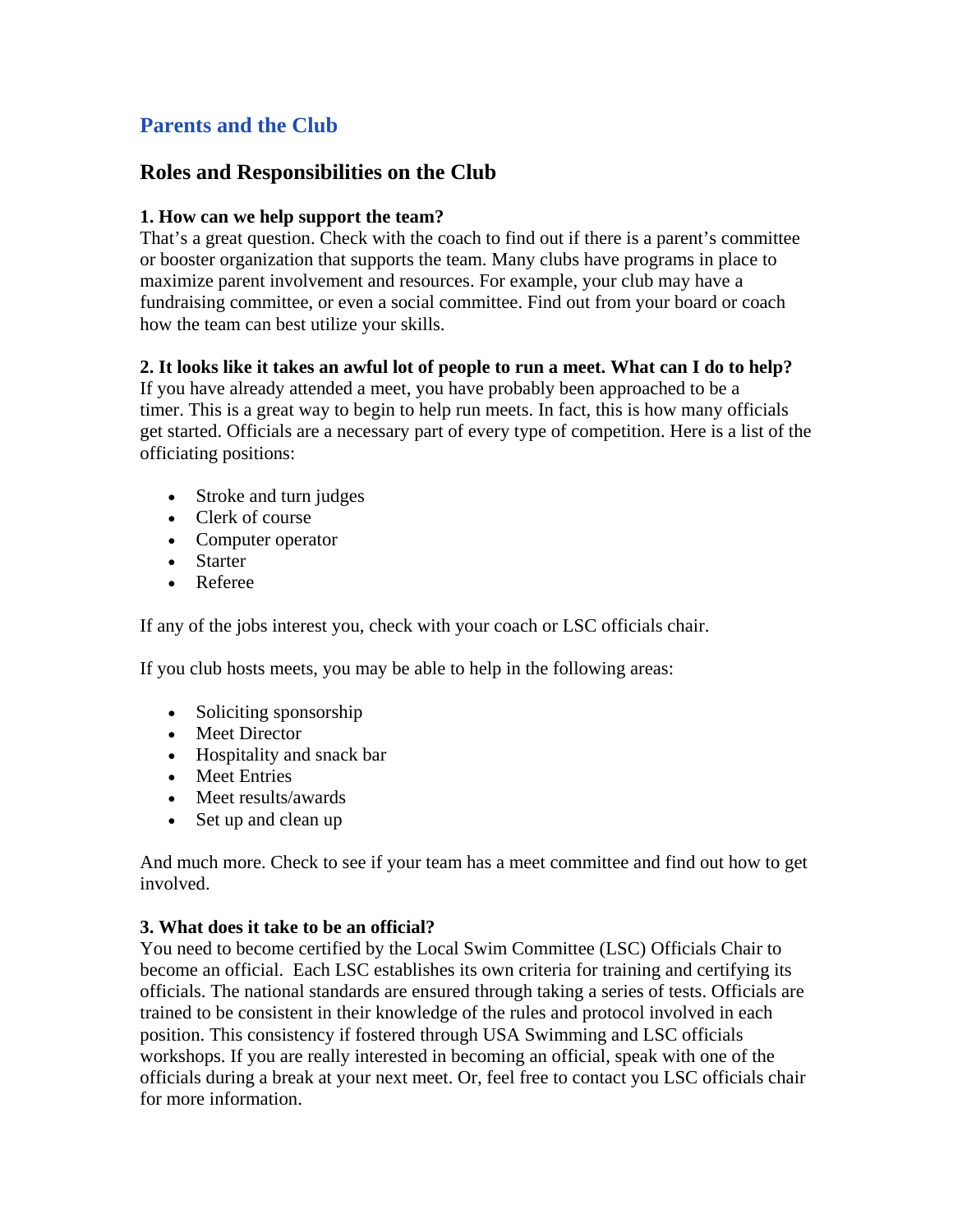# Parents and the Club

## Roles and Responsibilities on the Club

**1. How can we help support the team?**

That's a great question. Check with the coach to find out if there is a parent's committee or booster organization that supports the team. Many clubs have programs in place to maximize parent involvement and resources. For example, your club may have a fundraising committee, or even a social committee. Find out from your board or coach how the team can best utilize your skills.

**2. It looks like it takes an awful lot of people to run a meet. What can I do to help?**

If you have already attended a meet, you have probably been approached to be a timer. This is a great way to begin to help run meets. In fact, this is how many officials get started. Officials are a necessary part of every type of competition. Here is a list of the officiating positions:

- Stroke and turn judges
- Clerk of course
- Computer operator
- Starter
- Referee

If any of the jobs interest you, check with your coach or LSC officials chair.

If you club hosts meets, you may be able to help in the following areas:

- Soliciting sponsorship
- Meet Director
- Hospitality and snack bar
- Meet Entries
- Meet results/awards
- Set up and clean up

And much more. Check to see if your team has a meet committee and find out how to get involved.

**3. What does it take to be an official?**

You need to become certified by the Local Swim Committee (LSC) Officials Chair to become an official. Each LSC establishes its own criteria for training and certifying its officials. The national standards are ensured through taking a series of tests. Officials are trained to be consistent in their knowledge of the rules and protocol involved in each position. This consistency if fostered through USA Swimming and LSC officials workshops. If you are really interested in becoming an official, speak with one of the officials during a break at your next meet. Or, feel free to contact you LSC officials chair for more information.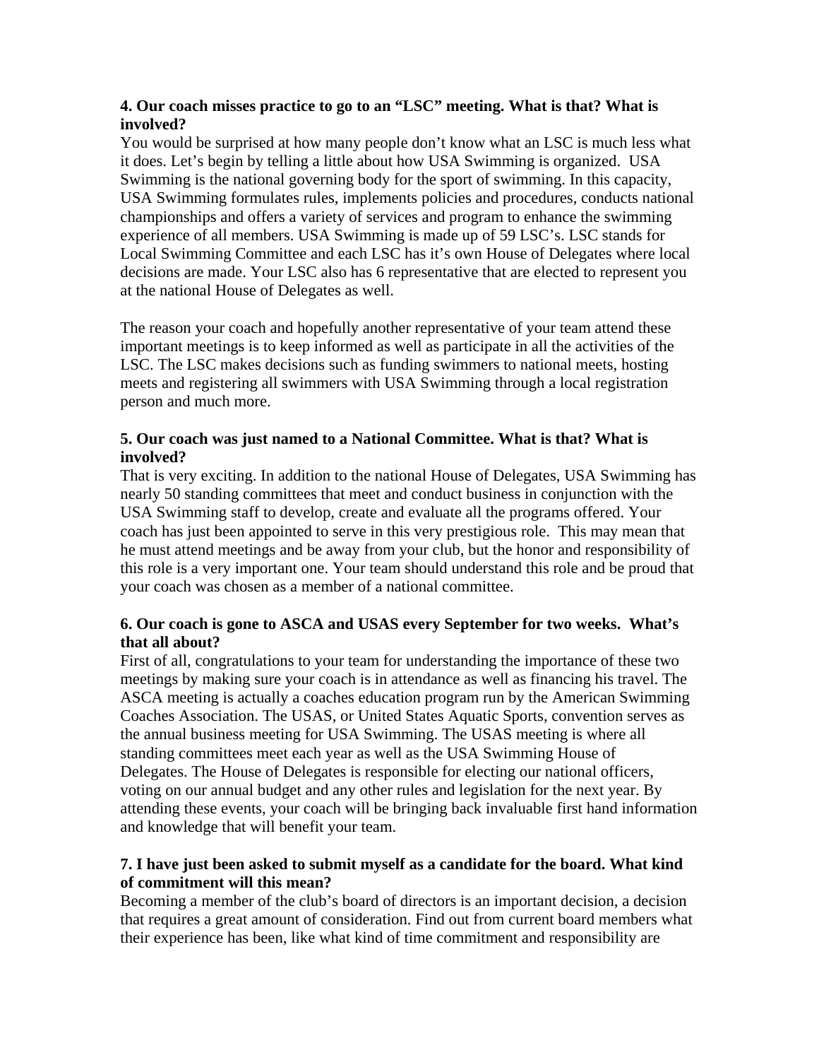**4. Our coach misses practice to go to an "LSC" meeting. What is that? What is involved?**

You would be surprised at how many people don't know what an LSC is much less what it does. Let's begin by telling a little about how USA Swimming is organized. USA Swimming is the national governing body for the sport of swimming. In this capacity, USA Swimming formulates rules, implements policies and procedures, conducts national championships and offers a variety of services and program to enhance the swimming experience of all members. USA Swimming is made up of 59 LSC's. LSC stands for Local Swimming Committee and each LSC has it's own House of Delegates where local decisions are made. Your LSC also has 6 representative that are elected to represent you at the national House of Delegates as well.

The reason your coach and hopefully another representative of your team attend these important meetings is to keep informed as well as participate in all the activities of the LSC. The LSC makes decisions such as funding swimmers to national meets, hosting meets and registering all swimmers with USA Swimming through a local registration person and much more.

**5. Our coach was just named to a National Committee. What is that? What is involved?**

That is very exciting. In addition to the national House of Delegates, USA Swimming has nearly 50 standing committees that meet and conduct business in conjunction with the USA Swimming staff to develop, create and evaluate all the programs offered. Your coach has just been appointed to serve in this very prestigious role. This may mean that he must attend meetings and be away from your club, but the honor and responsibility of this role is a very important one. Your team should understand this role and be proud that your coach was chosen as a member of a national committee.

**6. Our coach is gone to ASCA and USAS every September for two weeks. What's that all about?**

First of all, congratulations to your team for understanding the importance of these two meetings by making sure your coach is in attendance as well as financing his travel. The ASCA meeting is actually a coaches education program run by the American Swimming Coaches Association. The USAS, or United States Aquatic Sports, convention serves as the annual business meeting for USA Swimming. The USAS meeting is where all standing committees meet each year as well as the USA Swimming House of Delegates. The House of Delegates is responsible for electing our national officers, voting on our annual budget and any other rules and legislation for the next year. By attending these events, your coach will be bringing back invaluable first hand information and knowledge that will benefit your team.

**7. I have just been asked to submit myself as a candidate for the board. What kind of commitment will this mean?**

Becoming a member of the club's board of directors is an important decision, a decision that requires a great amount of consideration. Find out from current board members what their experience has been, like what kind of time commitment and responsibility are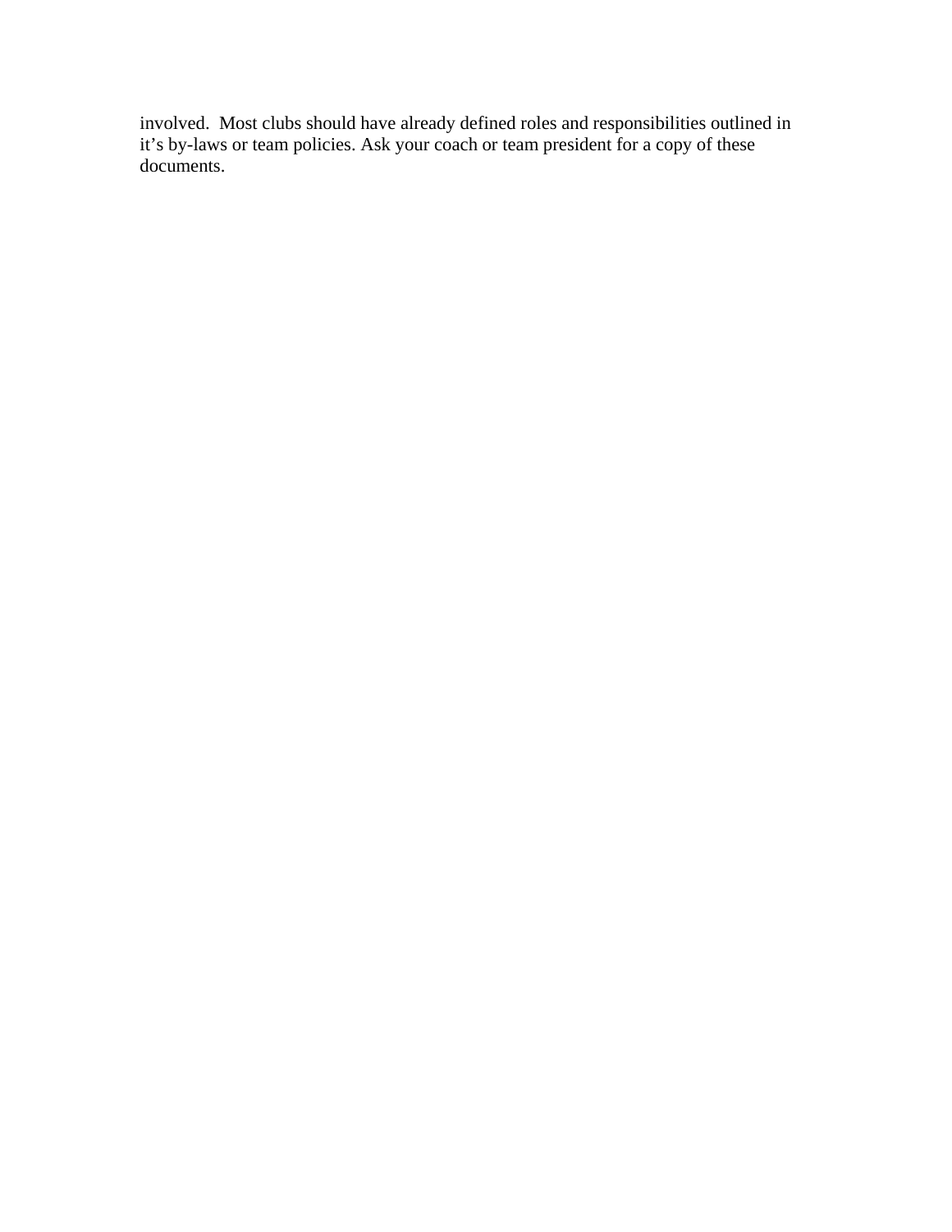involved. Most clubs should have already defined roles and responsibilities outlined in it's by-laws or team policies. Ask your coach or team president for a copy of these documents.